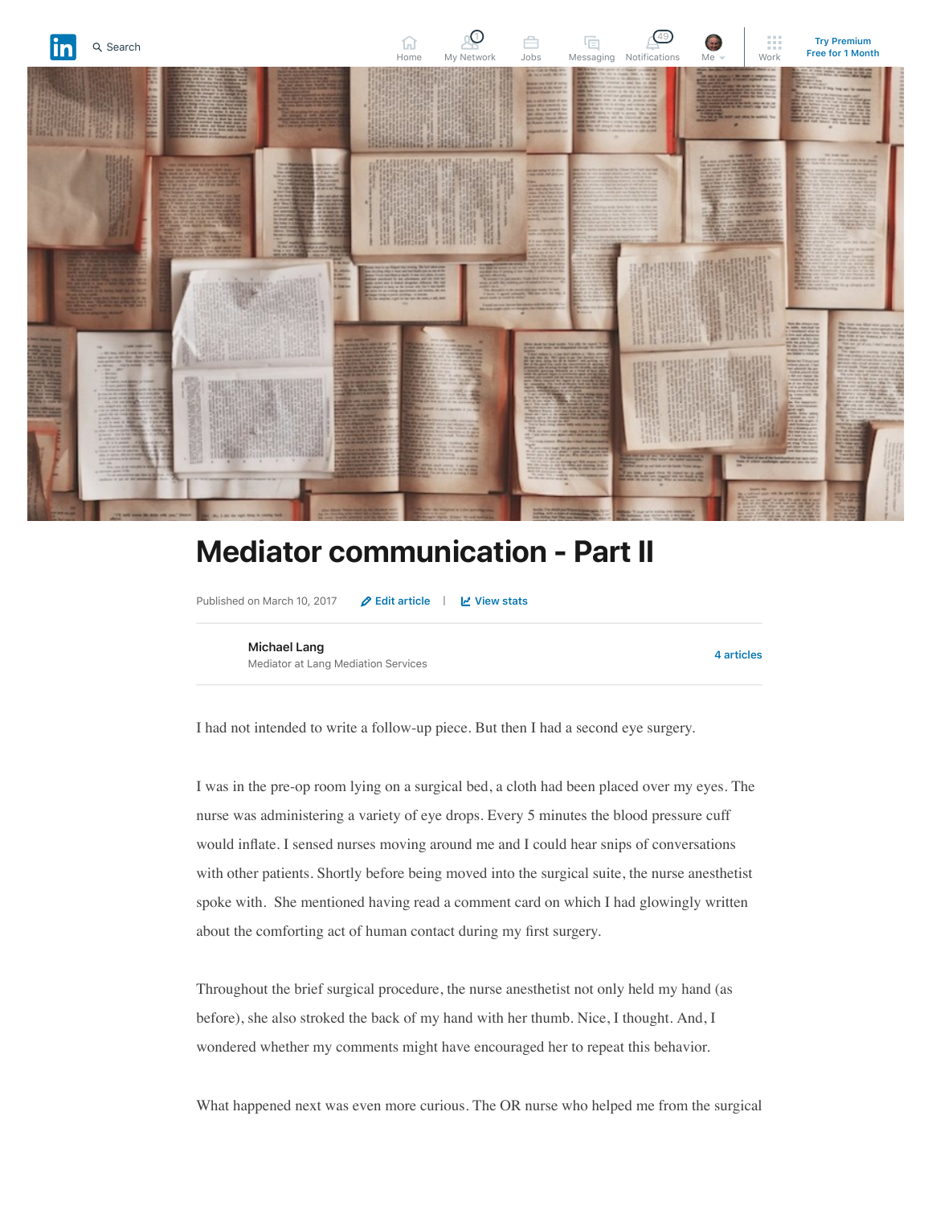# Mediator communication - Part II

Published on March 10, 2017

**Michael Lang**
Mediator at Lang Mediation Services

I had not intended to write a follow-up piece. But then I had a second eye surgery.

I was in the pre-op room lying on a surgical bed, a cloth had been placed over my eyes. The nurse was administering a variety of eye drops. Every 5 minutes the blood pressure cuff would inflate. I sensed nurses moving around me and I could hear snips of conversations with other patients. Shortly before being moved into the surgical suite, the nurse anesthetist spoke with. She mentioned having read a comment card on which I had glowingly written about the comforting act of human contact during my first surgery.

Throughout the brief surgical procedure, the nurse anesthetist not only held my hand (as before), she also stroked the back of my hand with her thumb. Nice, I thought. And, I wondered whether my comments might have encouraged her to repeat this behavior.

What happened next was even more curious. The OR nurse who helped me from the surgical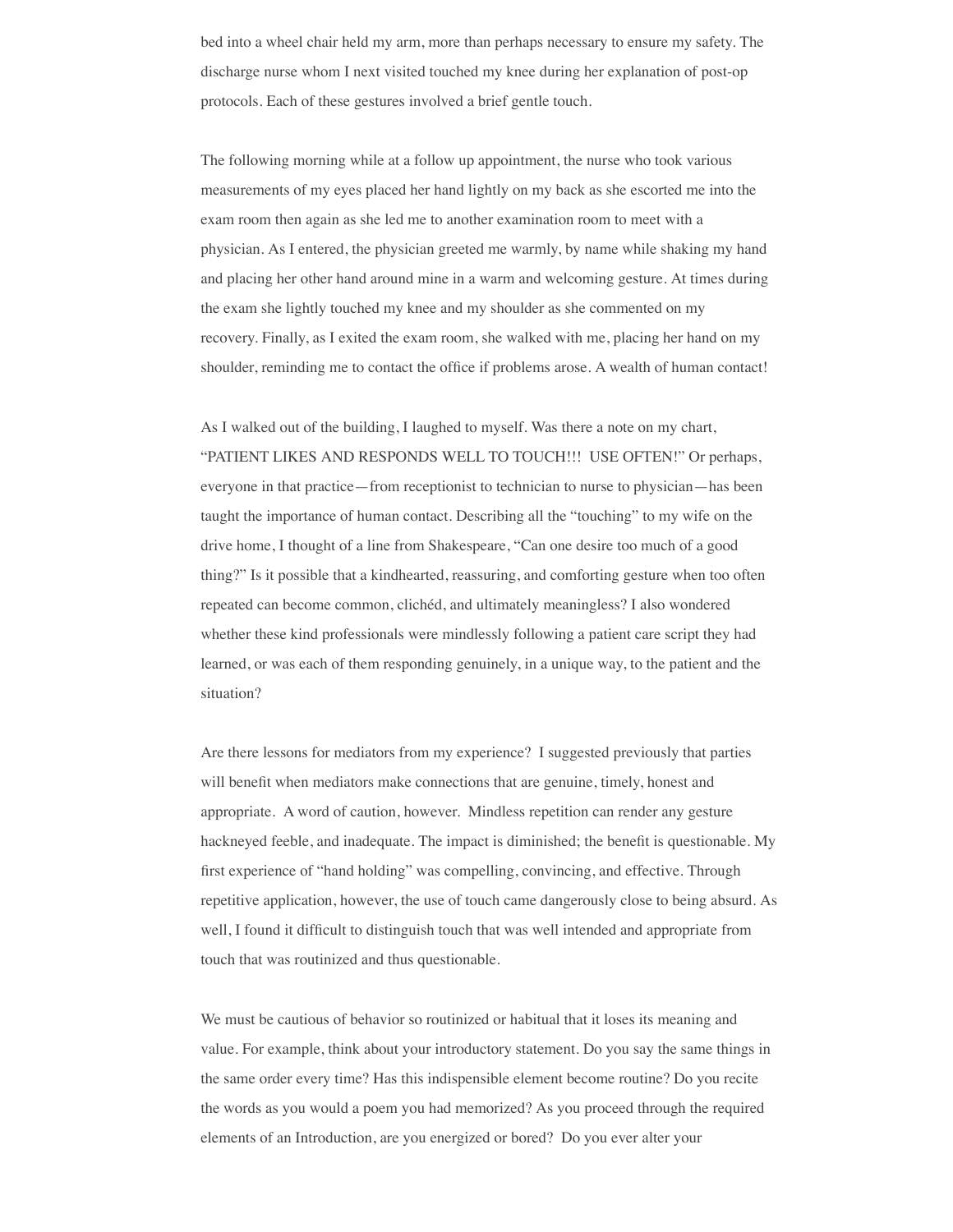bed into a wheel chair held my arm, more than perhaps necessary to ensure my safety. The discharge nurse whom I next visited touched my knee during her explanation of post-op protocols. Each of these gestures involved a brief gentle touch.

The following morning while at a follow up appointment, the nurse who took various measurements of my eyes placed her hand lightly on my back as she escorted me into the exam room then again as she led me to another examination room to meet with a physician. As I entered, the physician greeted me warmly, by name while shaking my hand and placing her other hand around mine in a warm and welcoming gesture. At times during the exam she lightly touched my knee and my shoulder as she commented on my recovery. Finally, as I exited the exam room, she walked with me, placing her hand on my shoulder, reminding me to contact the office if problems arose. A wealth of human contact!

As I walked out of the building, I laughed to myself. Was there a note on my chart, "PATIENT LIKES AND RESPONDS WELL TO TOUCH!!! USE OFTEN!" Or perhaps, everyone in that practice—from receptionist to technician to nurse to physician—has been taught the importance of human contact. Describing all the "touching" to my wife on the drive home, I thought of a line from Shakespeare, "Can one desire too much of a good thing?" Is it possible that a kindhearted, reassuring, and comforting gesture when too often repeated can become common, clichéd, and ultimately meaningless? I also wondered whether these kind professionals were mindlessly following a patient care script they had learned, or was each of them responding genuinely, in a unique way, to the patient and the situation?

Are there lessons for mediators from my experience? I suggested previously that parties will benefit when mediators make connections that are genuine, timely, honest and appropriate. A word of caution, however. Mindless repetition can render any gesture hackneyed feeble, and inadequate. The impact is diminished; the benefit is questionable. My first experience of "hand holding" was compelling, convincing, and effective. Through repetitive application, however, the use of touch came dangerously close to being absurd. As well, I found it difficult to distinguish touch that was well intended and appropriate from touch that was routinized and thus questionable.

We must be cautious of behavior so routinized or habitual that it loses its meaning and value. For example, think about your introductory statement. Do you say the same things in the same order every time? Has this indispensible element become routine? Do you recite the words as you would a poem you had memorized? As you proceed through the required elements of an Introduction, are you energized or bored? Do you ever alter your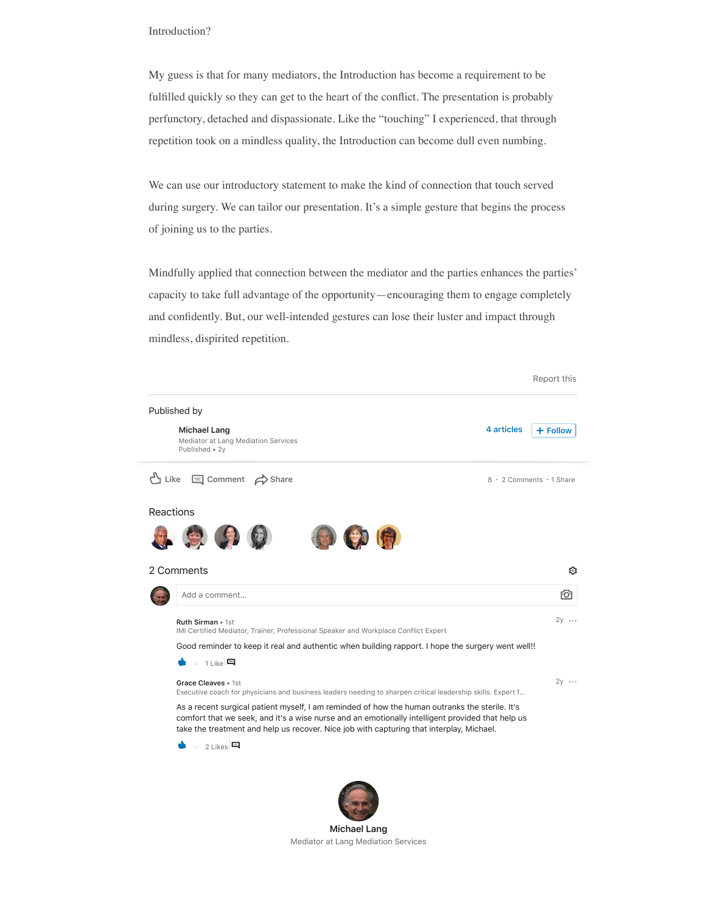Introduction?

My guess is that for many mediators, the Introduction has become a requirement to be fulfilled quickly so they can get to the heart of the conflict. The presentation is probably perfunctory, detached and dispassionate. Like the "touching" I experienced, that through repetition took on a mindless quality, the Introduction can become dull even numbing.

We can use our introductory statement to make the kind of connection that touch served during surgery. We can tailor our presentation. It's a simple gesture that begins the process of joining us to the parties.

Mindfully applied that connection between the mediator and the parties enhances the parties' capacity to take full advantage of the opportunity—encouraging them to engage completely and confidently. But, our well-intended gestures can lose their luster and impact through mindless, dispirited repetition.

Report this

Published by

**Michael Lang**
Mediator at Lang Mediation Services
Published • 2y

4 articles + Follow

Like Comment Share

8 · 2 Comments · 1 Share

Reactions

2 Comments

Add a comment...

**Ruth Sirman** • 1st
IMI Certified Mediator, Trainer, Professional Speaker and Workplace Conflict Expert

2y ···

Good reminder to keep it real and authentic when building rapport. I hope the surgery went well!!

· 1 Like

**Grace Cleaves** • 1st
Executive coach for physicians and business leaders needing to sharpen critical leadership skills. Expert f...

2y ···

As a recent surgical patient myself, I am reminded of how the human outranks the sterile. It's comfort that we seek, and it's a wise nurse and an emotionally intelligent provided that help us take the treatment and help us recover. Nice job with capturing that interplay, Michael.

· 2 Likes

**Michael Lang**
Mediator at Lang Mediation Services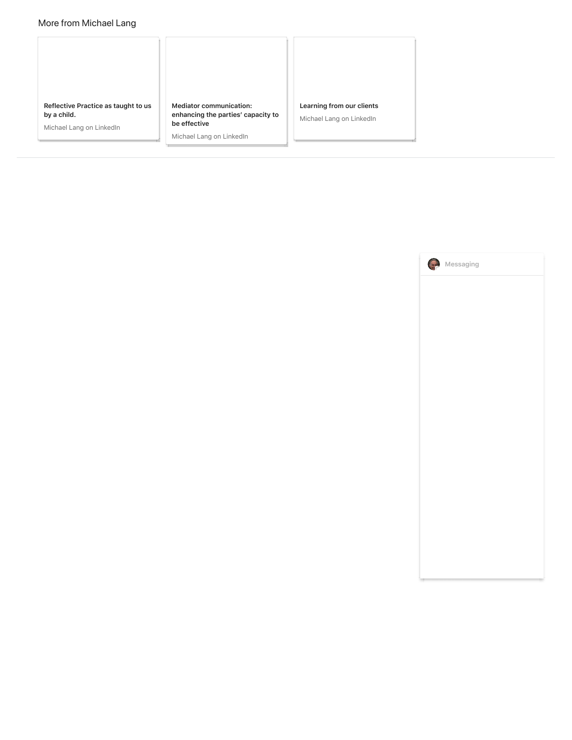## More from Michael Lang

**Reflective Practice as taught to us by a child.**
Michael Lang on LinkedIn

**Mediator communication: enhancing the parties' capacity to be effective**
Michael Lang on LinkedIn

**Learning from our clients**
Michael Lang on LinkedIn

Messaging